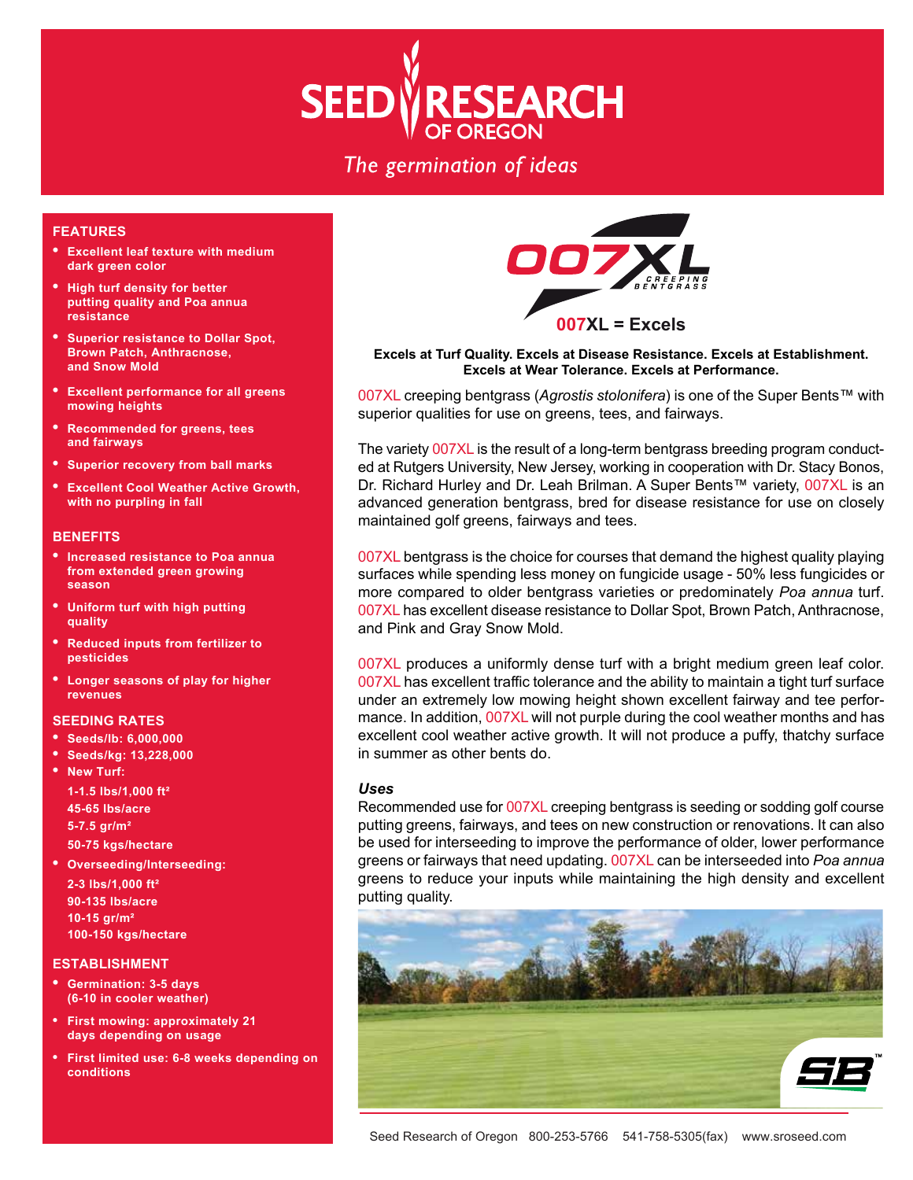# SEED RESEARCH OF OREGON

*The germination of ideas*

## FEATURES

- Excellent leaf texture with medium dark green color
- High turf density for better putting quality and Poa annua resistance
- Superior resistance to Dollar Spot, Brown Patch, Anthracnose, and Snow Mold
- Excellent performance for all greens mowing heights
- Recommended for greens, tees and fairways
- Superior recovery from ball marks
- Excellent Cool Weather Active Growth, with no purpling in fall

## BENEFITS

- Increased resistance to Poa annua from extended green growing season
- Uniform turf with high putting quality
- Reduced inputs from fertilizer to pesticides
- Longer seasons of play for higher revenues

## SEEDING RATES

- Seeds/lb: 6,000,000
- Seeds/kg: 13,228,000
- New Turf:
  - 1-1.5 lbs/1,000 ft²
  - 45-65 lbs/acre
  - 5-7.5 gr/m²
  - 50-75 kgs/hectare
- Overseeding/Interseeding:
  - 2-3 lbs/1,000 ft²
  - 90-135 lbs/acre
  - 10-15 gr/m²
  - 100-150 kgs/hectare

## ESTABLISHMENT

- Germination: 3-5 days (6-10 in cooler weather)
- First mowing: approximately 21 days depending on usage
- First limited use: 6-8 weeks depending on conditions

# 007XL CREEPING BENTGRASS

## 007XL = Excels

**Excels at Turf Quality. Excels at Disease Resistance. Excels at Establishment. Excels at Wear Tolerance. Excels at Performance.**

007XL creeping bentgrass (*Agrostis stolonifera*) is one of the Super Bents™ with superior qualities for use on greens, tees, and fairways.

The variety 007XL is the result of a long-term bentgrass breeding program conducted at Rutgers University, New Jersey, working in cooperation with Dr. Stacy Bonos, Dr. Richard Hurley and Dr. Leah Brilman. A Super Bents™ variety, 007XL is an advanced generation bentgrass, bred for disease resistance for use on closely maintained golf greens, fairways and tees.

007XL bentgrass is the choice for courses that demand the highest quality playing surfaces while spending less money on fungicide usage - 50% less fungicides or more compared to older bentgrass varieties or predominately *Poa annua* turf. 007XL has excellent disease resistance to Dollar Spot, Brown Patch, Anthracnose, and Pink and Gray Snow Mold.

007XL produces a uniformly dense turf with a bright medium green leaf color. 007XL has excellent traffic tolerance and the ability to maintain a tight turf surface under an extremely low mowing height shown excellent fairway and tee performance. In addition, 007XL will not purple during the cool weather months and has excellent cool weather active growth. It will not produce a puffy, thatchy surface in summer as other bents do.

### *Uses*

Recommended use for 007XL creeping bentgrass is seeding or sodding golf course putting greens, fairways, and tees on new construction or renovations. It can also be used for interseeding to improve the performance of older, lower performance greens or fairways that need updating. 007XL can be interseeded into *Poa annua* greens to reduce your inputs while maintaining the high density and excellent putting quality.

Seed Research of Oregon 800-253-5766 541-758-5305(fax) www.sroseed.com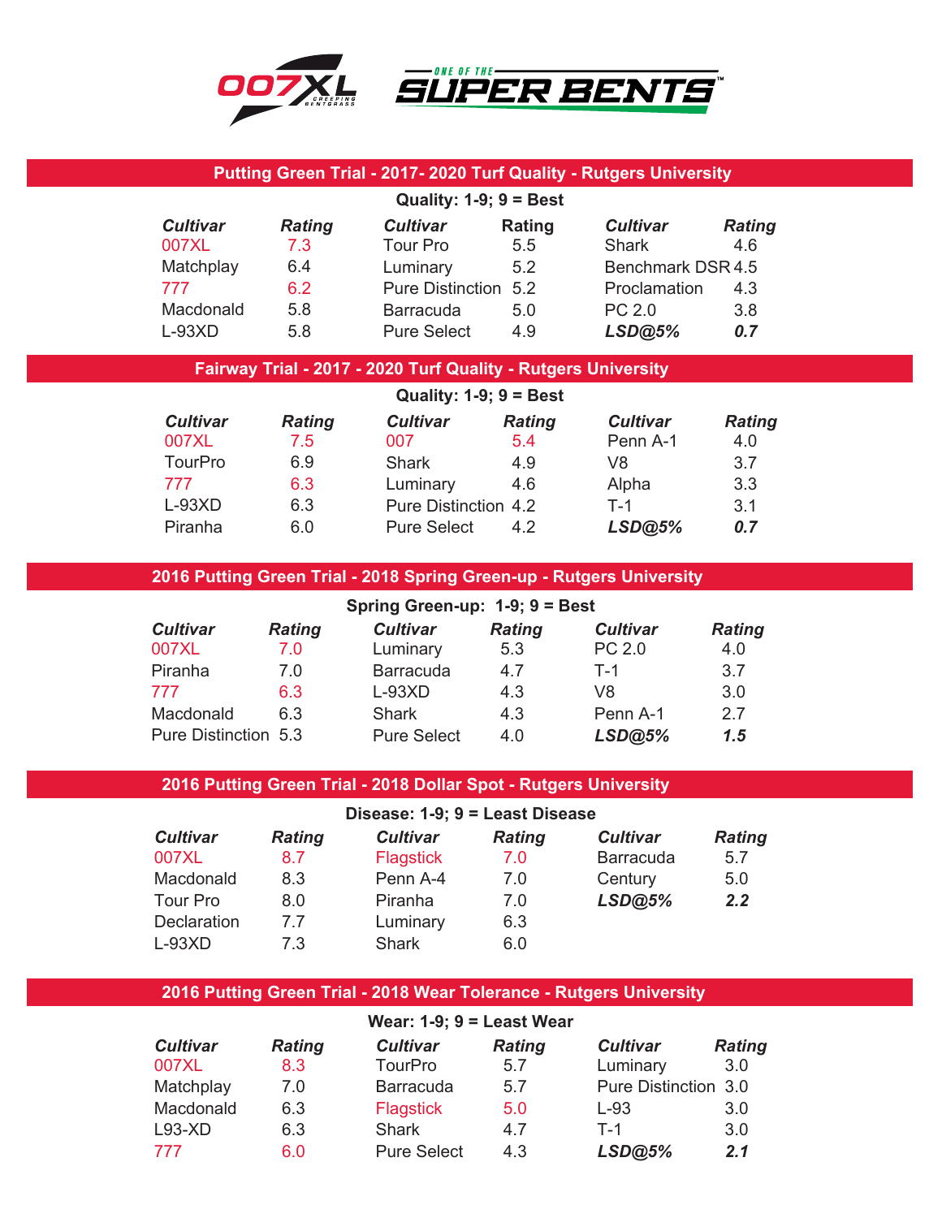007XL CREEPING BENTGRASS

ONE OF THE SUPER BENTS™

## Putting Green Trial - 2017- 2020 Turf Quality - Rutgers University

**Quality: 1-9; 9 = Best**

| *Cultivar* | *Rating* | *Cultivar* | *Rating* | *Cultivar* | *Rating* |
|---|---|---|---|---|---|
| 007XL | 7.3 | Tour Pro | 5.5 | Shark | 4.6 |
| Matchplay | 6.4 | Luminary | 5.2 | Benchmark DSR | 4.5 |
| 777 | 6.2 | Pure Distinction | 5.2 | Proclamation | 4.3 |
| Macdonald | 5.8 | Barracuda | 5.0 | PC 2.0 | 3.8 |
| L-93XD | 5.8 | Pure Select | 4.9 | ***LSD@5%*** | ***0.7*** |

## Fairway Trial - 2017 - 2020 Turf Quality - Rutgers University

**Quality: 1-9; 9 = Best**

| *Cultivar* | *Rating* | *Cultivar* | *Rating* | *Cultivar* | *Rating* |
|---|---|---|---|---|---|
| 007XL | 7.5 | 007 | 5.4 | Penn A-1 | 4.0 |
| TourPro | 6.9 | Shark | 4.9 | V8 | 3.7 |
| 777 | 6.3 | Luminary | 4.6 | Alpha | 3.3 |
| L-93XD | 6.3 | Pure Distinction | 4.2 | T-1 | 3.1 |
| Piranha | 6.0 | Pure Select | 4.2 | ***LSD@5%*** | ***0.7*** |

## 2016 Putting Green Trial - 2018 Spring Green-up - Rutgers University

**Spring Green-up: 1-9; 9 = Best**

| *Cultivar* | *Rating* | *Cultivar* | *Rating* | *Cultivar* | *Rating* |
|---|---|---|---|---|---|
| 007XL | 7.0 | Luminary | 5.3 | PC 2.0 | 4.0 |
| Piranha | 7.0 | Barracuda | 4.7 | T-1 | 3.7 |
| 777 | 6.3 | L-93XD | 4.3 | V8 | 3.0 |
| Macdonald | 6.3 | Shark | 4.3 | Penn A-1 | 2.7 |
| Pure Distinction | 5.3 | Pure Select | 4.0 | ***LSD@5%*** | ***1.5*** |

## 2016 Putting Green Trial - 2018 Dollar Spot - Rutgers University

**Disease: 1-9; 9 = Least Disease**

| *Cultivar* | *Rating* | *Cultivar* | *Rating* | *Cultivar* | *Rating* |
|---|---|---|---|---|---|
| 007XL | 8.7 | Flagstick | 7.0 | Barracuda | 5.7 |
| Macdonald | 8.3 | Penn A-4 | 7.0 | Century | 5.0 |
| Tour Pro | 8.0 | Piranha | 7.0 | ***LSD@5%*** | ***2.2*** |
| Declaration | 7.7 | Luminary | 6.3 | | |
| L-93XD | 7.3 | Shark | 6.0 | | |

## 2016 Putting Green Trial - 2018 Wear Tolerance - Rutgers University

**Wear: 1-9; 9 = Least Wear**

| *Cultivar* | *Rating* | *Cultivar* | *Rating* | *Cultivar* | *Rating* |
|---|---|---|---|---|---|
| 007XL | 8.3 | TourPro | 5.7 | Luminary | 3.0 |
| Matchplay | 7.0 | Barracuda | 5.7 | Pure Distinction | 3.0 |
| Macdonald | 6.3 | Flagstick | 5.0 | L-93 | 3.0 |
| L93-XD | 6.3 | Shark | 4.7 | T-1 | 3.0 |
| 777 | 6.0 | Pure Select | 4.3 | ***LSD@5%*** | ***2.1*** |